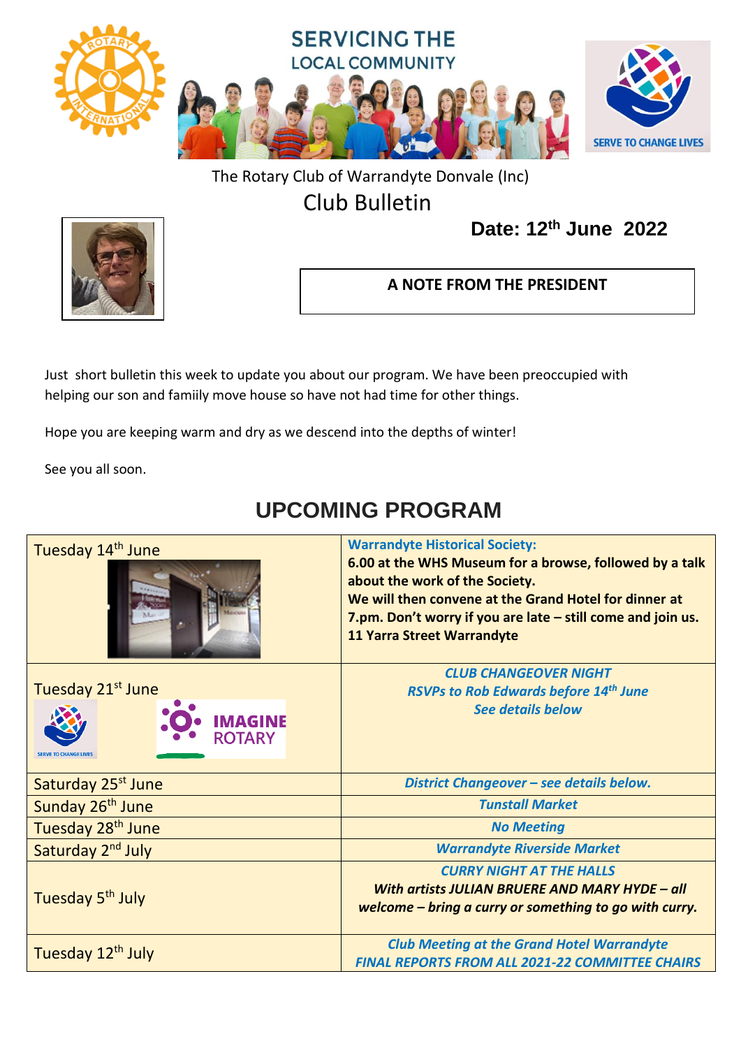SERVICING THE LOCAL COMMUNITY

SERVE TO CHANGE LIVES

The Rotary Club of Warrandyte Donvale (Inc)

# Club Bulletin

**Date: 12th June 2022**

**A NOTE FROM THE PRESIDENT**

Just short bulletin this week to update you about our program. We have been preoccupied with helping our son and famiily move house so have not had time for other things.

Hope you are keeping warm and dry as we descend into the depths of winter!

See you all soon.

## UPCOMING PROGRAM

| | |
|---|---|
| Tuesday 14th June | **Warrandyte Historical Society:**<br>**6.00 at the WHS Museum for a browse, followed by a talk about the work of the Society.**<br>**We will then convene at the Grand Hotel for dinner at 7.pm. Don't worry if you are late – still come and join us.**<br>**11 Yarra Street Warrandyte** |
| Tuesday 21st June<br>SERVE TO CHANGE LIVES<br>IMAGINE ROTARY | ***CLUB CHANGEOVER NIGHT***<br>***RSVPs to Rob Edwards before 14th June***<br>***See details below*** |
| Saturday 25st June | ***District Changeover – see details below.*** |
| Sunday 26th June | ***Tunstall Market*** |
| Tuesday 28th June | ***No Meeting*** |
| Saturday 2nd July | ***Warrandyte Riverside Market*** |
| Tuesday 5th July | ***CURRY NIGHT AT THE HALLS***<br>***With artists JULIAN BRUERE AND MARY HYDE – all welcome – bring a curry or something to go with curry.*** |
| Tuesday 12th July | ***Club Meeting at the Grand Hotel Warrandyte***<br>***FINAL REPORTS FROM ALL 2021-22 COMMITTEE CHAIRS*** |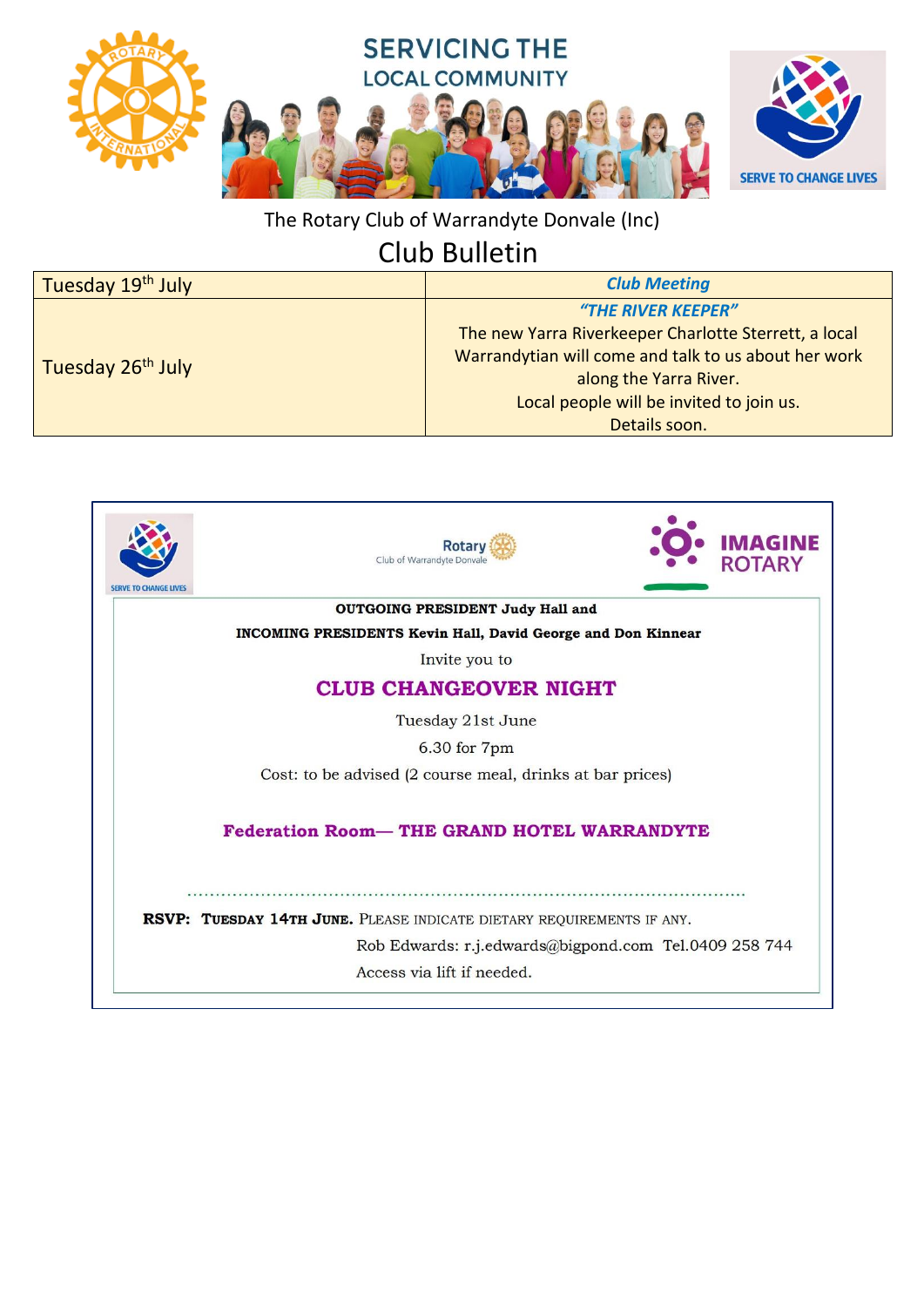SERVICING THE LOCAL COMMUNITY

SERVE TO CHANGE LIVES

The Rotary Club of Warrandyte Donvale (Inc)

# Club Bulletin

| Tuesday 19th July | ***Club Meeting*** |
|---|---|
| Tuesday 26th July | ***"THE RIVER KEEPER"***<br>The new Yarra Riverkeeper Charlotte Sterrett, a local Warrandytian will come and talk to us about her work along the Yarra River.<br>Local people will be invited to join us.<br>Details soon. |

SERVE TO CHANGE LIVES

Rotary Club of Warrandyte Donvale

IMAGINE ROTARY

**OUTGOING PRESIDENT Judy Hall and**

**INCOMING PRESIDENTS Kevin Hall, David George and Don Kinnear**

Invite you to

## CLUB CHANGEOVER NIGHT

Tuesday 21st June

6.30 for 7pm

Cost: to be advised (2 course meal, drinks at bar prices)

**Federation Room— THE GRAND HOTEL WARRANDYTE**

**RSVP: TUESDAY 14TH JUNE.** PLEASE INDICATE DIETARY REQUIREMENTS IF ANY.

Rob Edwards: r.j.edwards@bigpond.com Tel.0409 258 744

Access via lift if needed.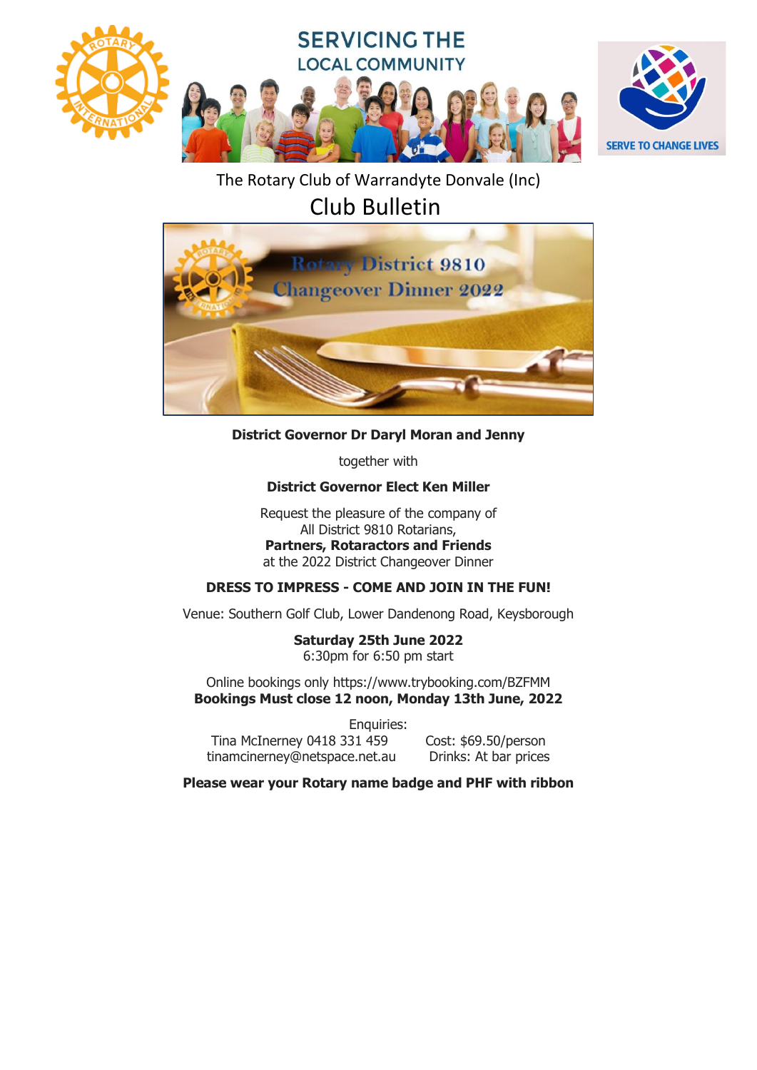# SERVICING THE LOCAL COMMUNITY

SERVE TO CHANGE LIVES

The Rotary Club of Warrandyte Donvale (Inc)

## Club Bulletin

Rotary District 9810
Changeover Dinner 2022

**District Governor Dr Daryl Moran and Jenny**

together with

**District Governor Elect Ken Miller**

Request the pleasure of the company of
All District 9810 Rotarians,
**Partners, Rotaractors and Friends**
at the 2022 District Changeover Dinner

**DRESS TO IMPRESS - COME AND JOIN IN THE FUN!**

Venue: Southern Golf Club, Lower Dandenong Road, Keysborough

**Saturday 25th June 2022**
6:30pm for 6:50 pm start

Online bookings only https://www.trybooking.com/BZFMM
**Bookings Must close 12 noon, Monday 13th June, 2022**

Enquiries:
Tina McInerney 0418 331 459
tinamcinerney@netspace.net.au

Cost: $69.50/person
Drinks: At bar prices

**Please wear your Rotary name badge and PHF with ribbon**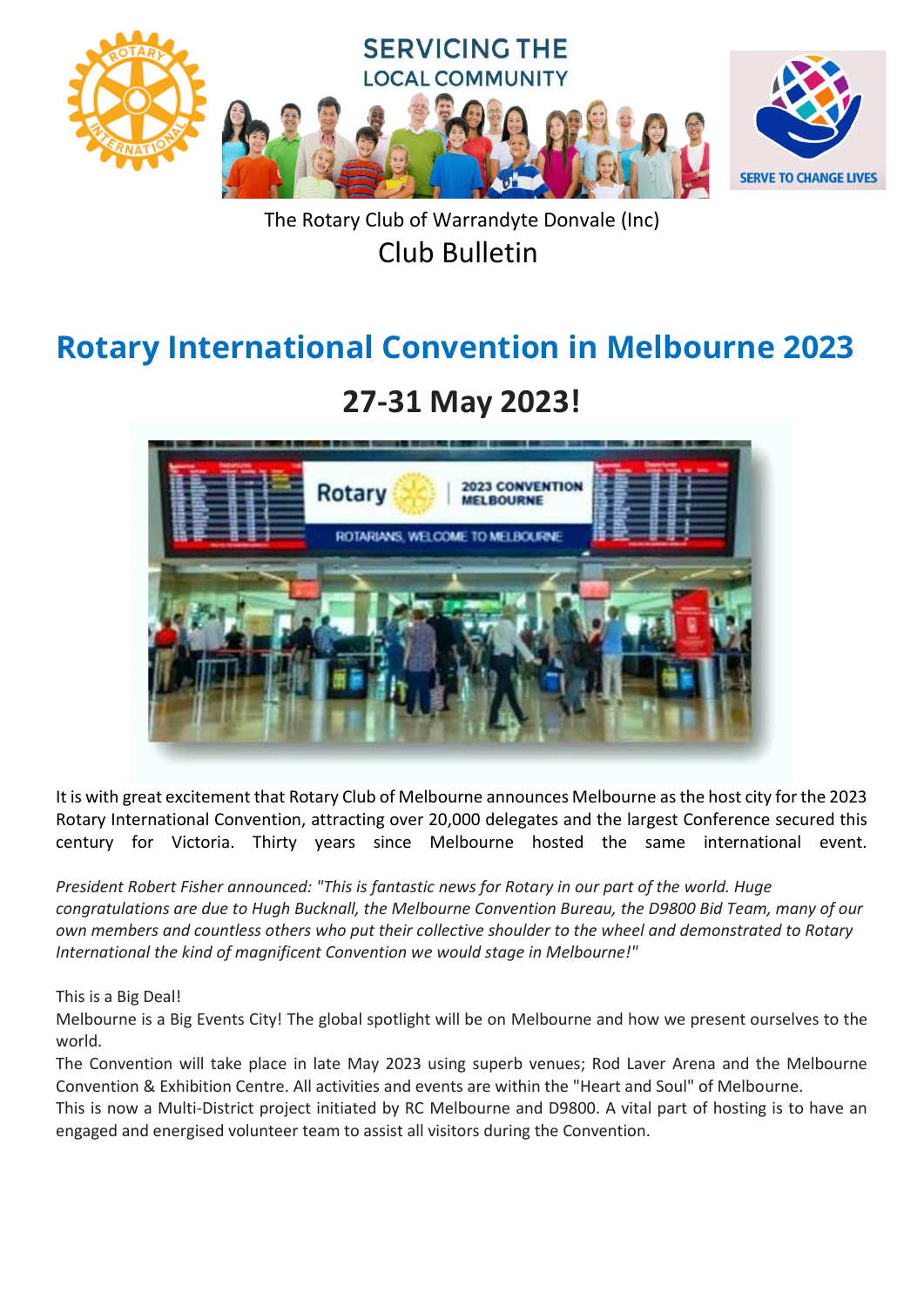SERVICING THE LOCAL COMMUNITY

SERVE TO CHANGE LIVES

The Rotary Club of Warrandyte Donvale (Inc)

Club Bulletin

# Rotary International Convention in Melbourne 2023

## 27-31 May 2023!

It is with great excitement that Rotary Club of Melbourne announces Melbourne as the host city for the 2023 Rotary International Convention, attracting over 20,000 delegates and the largest Conference secured this century for Victoria. Thirty years since Melbourne hosted the same international event.

*President Robert Fisher announced: "This is fantastic news for Rotary in our part of the world. Huge congratulations are due to Hugh Bucknall, the Melbourne Convention Bureau, the D9800 Bid Team, many of our own members and countless others who put their collective shoulder to the wheel and demonstrated to Rotary International the kind of magnificent Convention we would stage in Melbourne!"*

This is a Big Deal!

Melbourne is a Big Events City! The global spotlight will be on Melbourne and how we present ourselves to the world.

The Convention will take place in late May 2023 using superb venues; Rod Laver Arena and the Melbourne Convention & Exhibition Centre. All activities and events are within the "Heart and Soul" of Melbourne.

This is now a Multi-District project initiated by RC Melbourne and D9800. A vital part of hosting is to have an engaged and energised volunteer team to assist all visitors during the Convention.